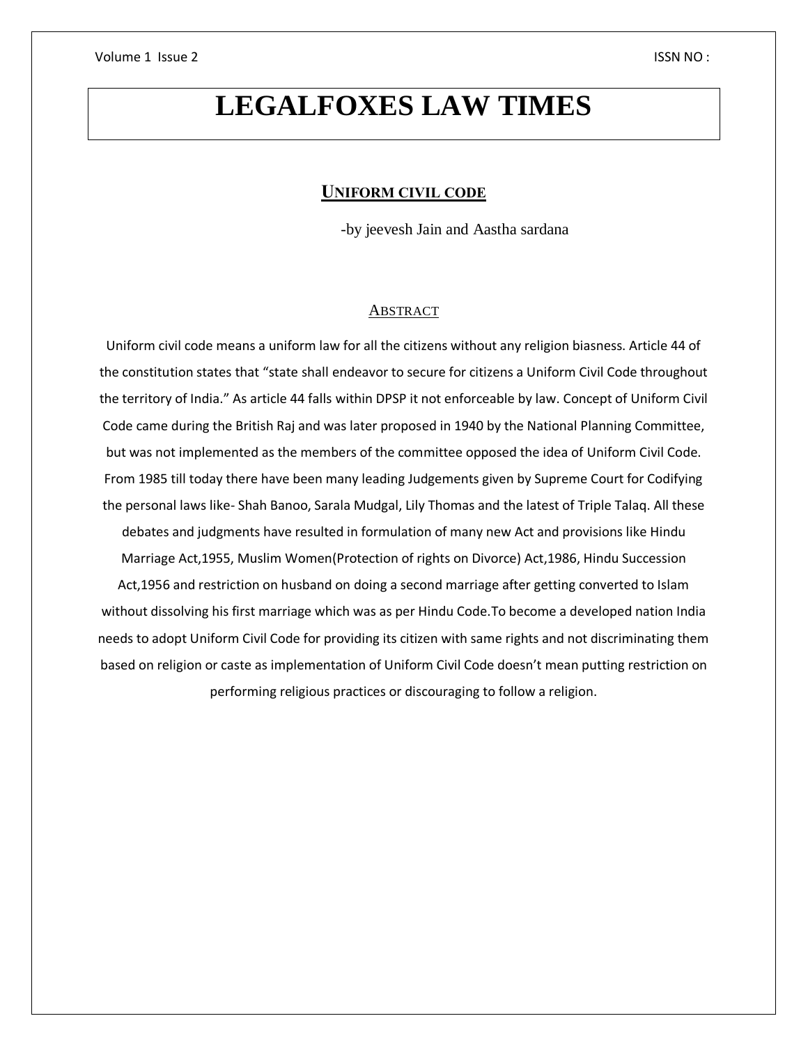# LEGALFOXES LAW TIMES

## UNIFORM CIVIL CODE

-by jeevesh Jain and Aastha sardana

### ABSTRACT

Uniform civil code means a uniform law for all the citizens without any religion biasness. Article 44 of the constitution states that "state shall endeavor to secure for citizens a Uniform Civil Code throughout the territory of India." As article 44 falls within DPSP it not enforceable by law. Concept of Uniform Civil Code came during the British Raj and was later proposed in 1940 by the National Planning Committee, but was not implemented as the members of the committee opposed the idea of Uniform Civil Code. From 1985 till today there have been many leading Judgements given by Supreme Court for Codifying the personal laws like- Shah Banoo, Sarala Mudgal, Lily Thomas and the latest of Triple Talaq. All these debates and judgments have resulted in formulation of many new Act and provisions like Hindu Marriage Act,1955, Muslim Women(Protection of rights on Divorce) Act,1986, Hindu Succession Act,1956 and restriction on husband on doing a second marriage after getting converted to Islam without dissolving his first marriage which was as per Hindu Code.To become a developed nation India needs to adopt Uniform Civil Code for providing its citizen with same rights and not discriminating them based on religion or caste as implementation of Uniform Civil Code doesn't mean putting restriction on performing religious practices or discouraging to follow a religion.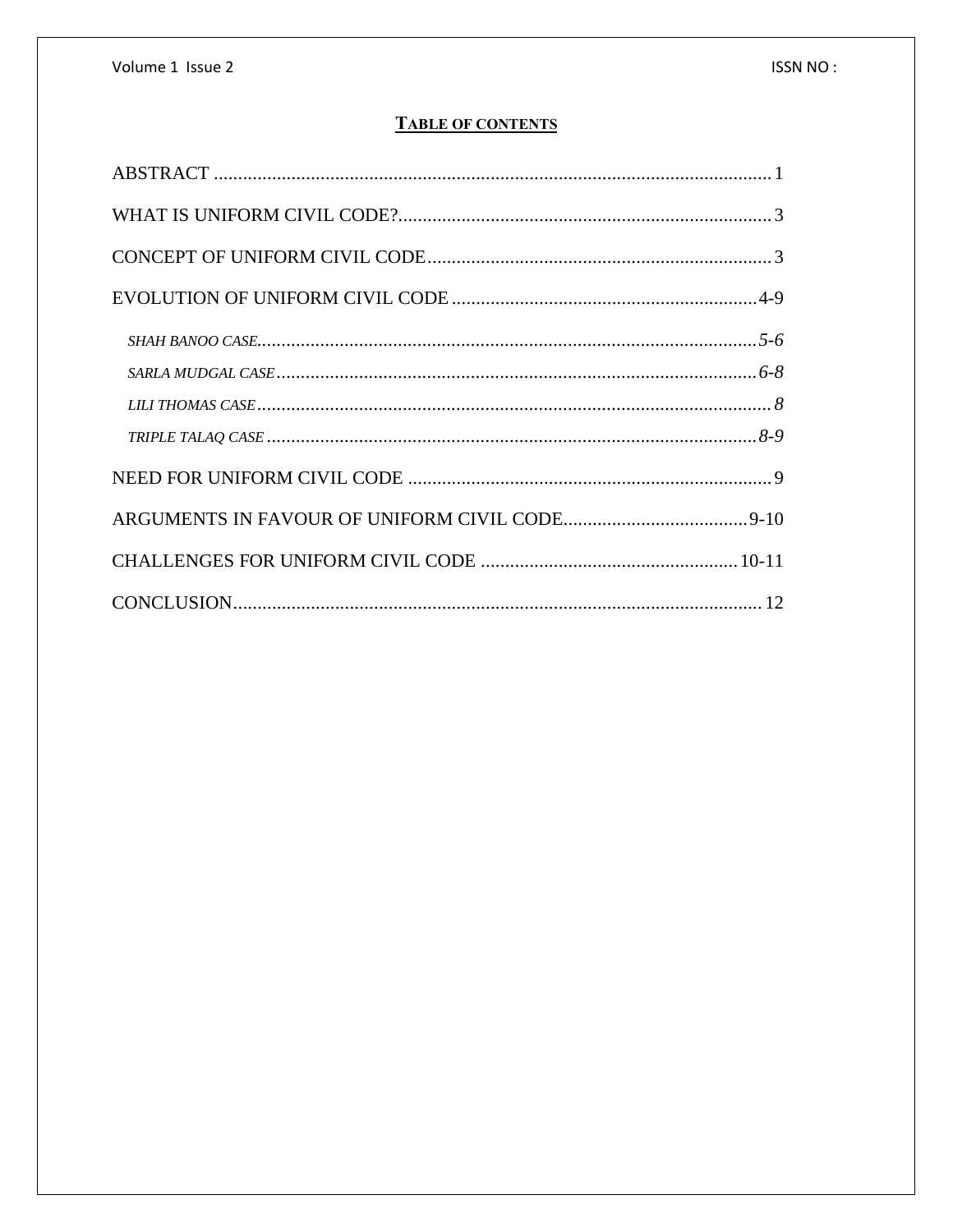## TABLE OF CONTENTS

ABSTRACT .......... 1

WHAT IS UNIFORM CIVIL CODE? .......... 3

CONCEPT OF UNIFORM CIVIL CODE .......... 3

EVOLUTION OF UNIFORM CIVIL CODE .......... 4-9

- *SHAH BANOO CASE* .......... *5-6*
- *SARLA MUDGAL CASE* .......... *6-8*
- *LILI THOMAS CASE* .......... *8*
- *TRIPLE TALAQ CASE* .......... *8-9*

NEED FOR UNIFORM CIVIL CODE .......... 9

ARGUMENTS IN FAVOUR OF UNIFORM CIVIL CODE .......... 9-10

CHALLENGES FOR UNIFORM CIVIL CODE .......... 10-11

CONCLUSION .......... 12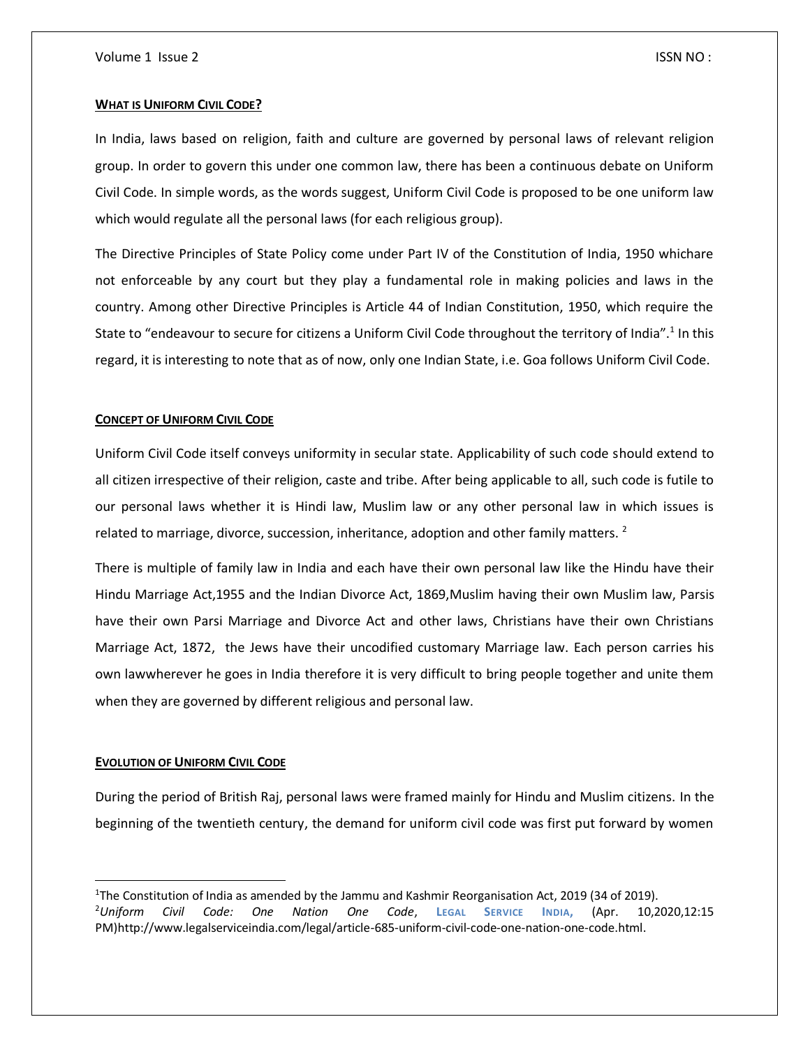## WHAT IS UNIFORM CIVIL CODE?

In India, laws based on religion, faith and culture are governed by personal laws of relevant religion group. In order to govern this under one common law, there has been a continuous debate on Uniform Civil Code. In simple words, as the words suggest, Uniform Civil Code is proposed to be one uniform law which would regulate all the personal laws (for each religious group).

The Directive Principles of State Policy come under Part IV of the Constitution of India, 1950 whichare not enforceable by any court but they play a fundamental role in making policies and laws in the country. Among other Directive Principles is Article 44 of Indian Constitution, 1950, which require the State to "endeavour to secure for citizens a Uniform Civil Code throughout the territory of India".[1] In this regard, it is interesting to note that as of now, only one Indian State, i.e. Goa follows Uniform Civil Code.

## CONCEPT OF UNIFORM CIVIL CODE

Uniform Civil Code itself conveys uniformity in secular state. Applicability of such code should extend to all citizen irrespective of their religion, caste and tribe. After being applicable to all, such code is futile to our personal laws whether it is Hindi law, Muslim law or any other personal law in which issues is related to marriage, divorce, succession, inheritance, adoption and other family matters. [2]

There is multiple of family law in India and each have their own personal law like the Hindu have their Hindu Marriage Act,1955 and the Indian Divorce Act, 1869,Muslim having their own Muslim law, Parsis have their own Parsi Marriage and Divorce Act and other laws, Christians have their own Christians Marriage Act, 1872, the Jews have their uncodified customary Marriage law. Each person carries his own lawwherever he goes in India therefore it is very difficult to bring people together and unite them when they are governed by different religious and personal law.

## EVOLUTION OF UNIFORM CIVIL CODE

During the period of British Raj, personal laws were framed mainly for Hindu and Muslim citizens. In the beginning of the twentieth century, the demand for uniform civil code was first put forward by women

---

[1]The Constitution of India as amended by the Jammu and Kashmir Reorganisation Act, 2019 (34 of 2019).

[2]*Uniform Civil Code: One Nation One Code*, LEGAL SERVICE INDIA, (Apr. 10,2020,12:15 PM)http://www.legalserviceindia.com/legal/article-685-uniform-civil-code-one-nation-one-code.html.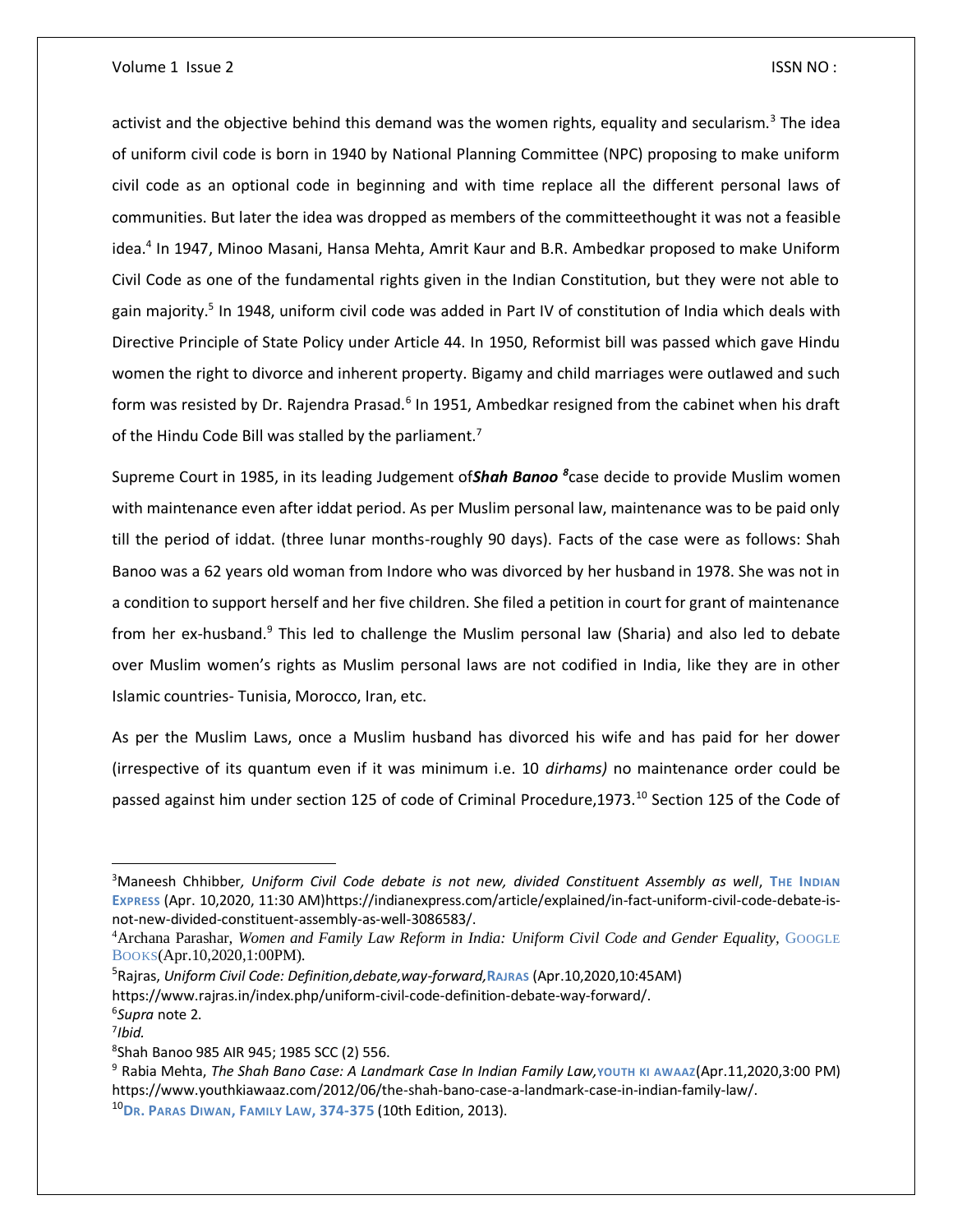activist and the objective behind this demand was the women rights, equality and secularism.[3] The idea of uniform civil code is born in 1940 by National Planning Committee (NPC) proposing to make uniform civil code as an optional code in beginning and with time replace all the different personal laws of communities. But later the idea was dropped as members of the committeethought it was not a feasible idea.[4] In 1947, Minoo Masani, Hansa Mehta, Amrit Kaur and B.R. Ambedkar proposed to make Uniform Civil Code as one of the fundamental rights given in the Indian Constitution, but they were not able to gain majority.[5] In 1948, uniform civil code was added in Part IV of constitution of India which deals with Directive Principle of State Policy under Article 44. In 1950, Reformist bill was passed which gave Hindu women the right to divorce and inherent property. Bigamy and child marriages were outlawed and such form was resisted by Dr. Rajendra Prasad.[6] In 1951, Ambedkar resigned from the cabinet when his draft of the Hindu Code Bill was stalled by the parliament.[7]

Supreme Court in 1985, in its leading Judgement of***Shah Banoo*** [8]case decide to provide Muslim women with maintenance even after iddat period. As per Muslim personal law, maintenance was to be paid only till the period of iddat. (three lunar months-roughly 90 days). Facts of the case were as follows: Shah Banoo was a 62 years old woman from Indore who was divorced by her husband in 1978. She was not in a condition to support herself and her five children. She filed a petition in court for grant of maintenance from her ex-husband.[9] This led to challenge the Muslim personal law (Sharia) and also led to debate over Muslim women's rights as Muslim personal laws are not codified in India, like they are in other Islamic countries- Tunisia, Morocco, Iran, etc.

As per the Muslim Laws, once a Muslim husband has divorced his wife and has paid for her dower (irrespective of its quantum even if it was minimum i.e. 10 *dirhams)* no maintenance order could be passed against him under section 125 of code of Criminal Procedure,1973.[10] Section 125 of the Code of

---

[3]Maneesh Chhibber, *Uniform Civil Code debate is not new, divided Constituent Assembly as well*, THE INDIAN EXPRESS (Apr. 10,2020, 11:30 AM)https://indianexpress.com/article/explained/in-fact-uniform-civil-code-debate-is-not-new-divided-constituent-assembly-as-well-3086583/.

[4]Archana Parashar, *Women and Family Law Reform in India: Uniform Civil Code and Gender Equality*, GOOGLE BOOKS(Apr.10,2020,1:00PM).

[5]Rajras, *Uniform Civil Code: Definition,debate,way-forward,*RAJRAS (Apr.10,2020,10:45AM) https://www.rajras.in/index.php/uniform-civil-code-definition-debate-way-forward/.

[6]*Supra* note 2.

[7]*Ibid.*

[8]Shah Banoo 985 AIR 945; 1985 SCC (2) 556.

[9] Rabia Mehta, *The Shah Bano Case: A Landmark Case In Indian Family Law,*YOUTH KI AWAAZ(Apr.11,2020,3:00 PM) https://www.youthkiawaaz.com/2012/06/the-shah-bano-case-a-landmark-case-in-indian-family-law/.

[10]**DR. PARAS DIWAN, FAMILY LAW, 374-375** (10th Edition, 2013).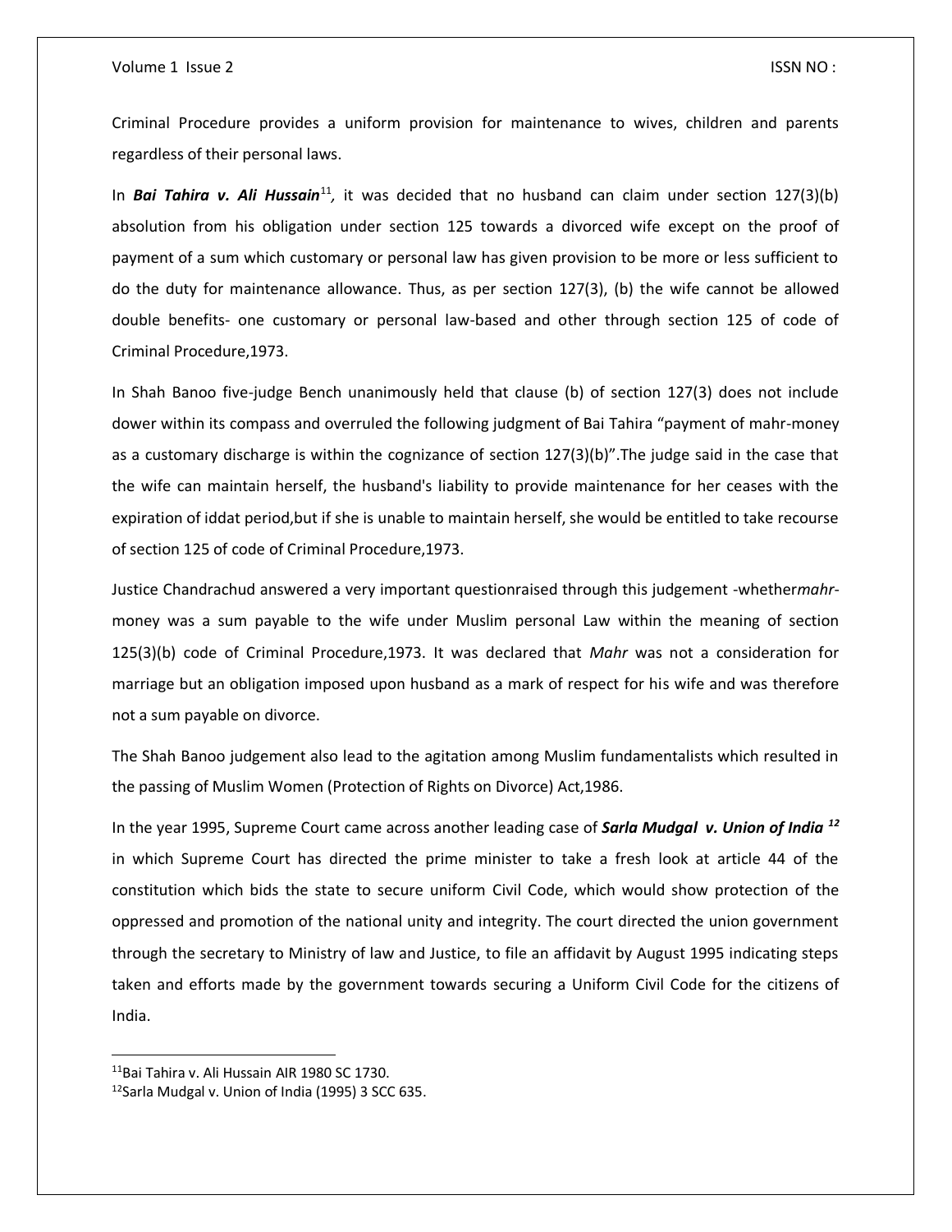Criminal Procedure provides a uniform provision for maintenance to wives, children and parents regardless of their personal laws.

In ***Bai Tahira v. Ali Hussain***[11], it was decided that no husband can claim under section 127(3)(b) absolution from his obligation under section 125 towards a divorced wife except on the proof of payment of a sum which customary or personal law has given provision to be more or less sufficient to do the duty for maintenance allowance. Thus, as per section 127(3), (b) the wife cannot be allowed double benefits- one customary or personal law-based and other through section 125 of code of Criminal Procedure,1973.

In Shah Banoo five-judge Bench unanimously held that clause (b) of section 127(3) does not include dower within its compass and overruled the following judgment of Bai Tahira "payment of mahr-money as a customary discharge is within the cognizance of section 127(3)(b)".The judge said in the case that the wife can maintain herself, the husband's liability to provide maintenance for her ceases with the expiration of iddat period,but if she is unable to maintain herself, she would be entitled to take recourse of section 125 of code of Criminal Procedure,1973.

Justice Chandrachud answered a very important questionraised through this judgement -whether*mahr*-money was a sum payable to the wife under Muslim personal Law within the meaning of section 125(3)(b) code of Criminal Procedure,1973. It was declared that *Mahr* was not a consideration for marriage but an obligation imposed upon husband as a mark of respect for his wife and was therefore not a sum payable on divorce.

The Shah Banoo judgement also lead to the agitation among Muslim fundamentalists which resulted in the passing of Muslim Women (Protection of Rights on Divorce) Act,1986.

In the year 1995, Supreme Court came across another leading case of ***Sarla Mudgal v. Union of India*** [12] in which Supreme Court has directed the prime minister to take a fresh look at article 44 of the constitution which bids the state to secure uniform Civil Code, which would show protection of the oppressed and promotion of the national unity and integrity. The court directed the union government through the secretary to Ministry of law and Justice, to file an affidavit by August 1995 indicating steps taken and efforts made by the government towards securing a Uniform Civil Code for the citizens of India.

---

[11] Bai Tahira v. Ali Hussain AIR 1980 SC 1730.

[12] Sarla Mudgal v. Union of India (1995) 3 SCC 635.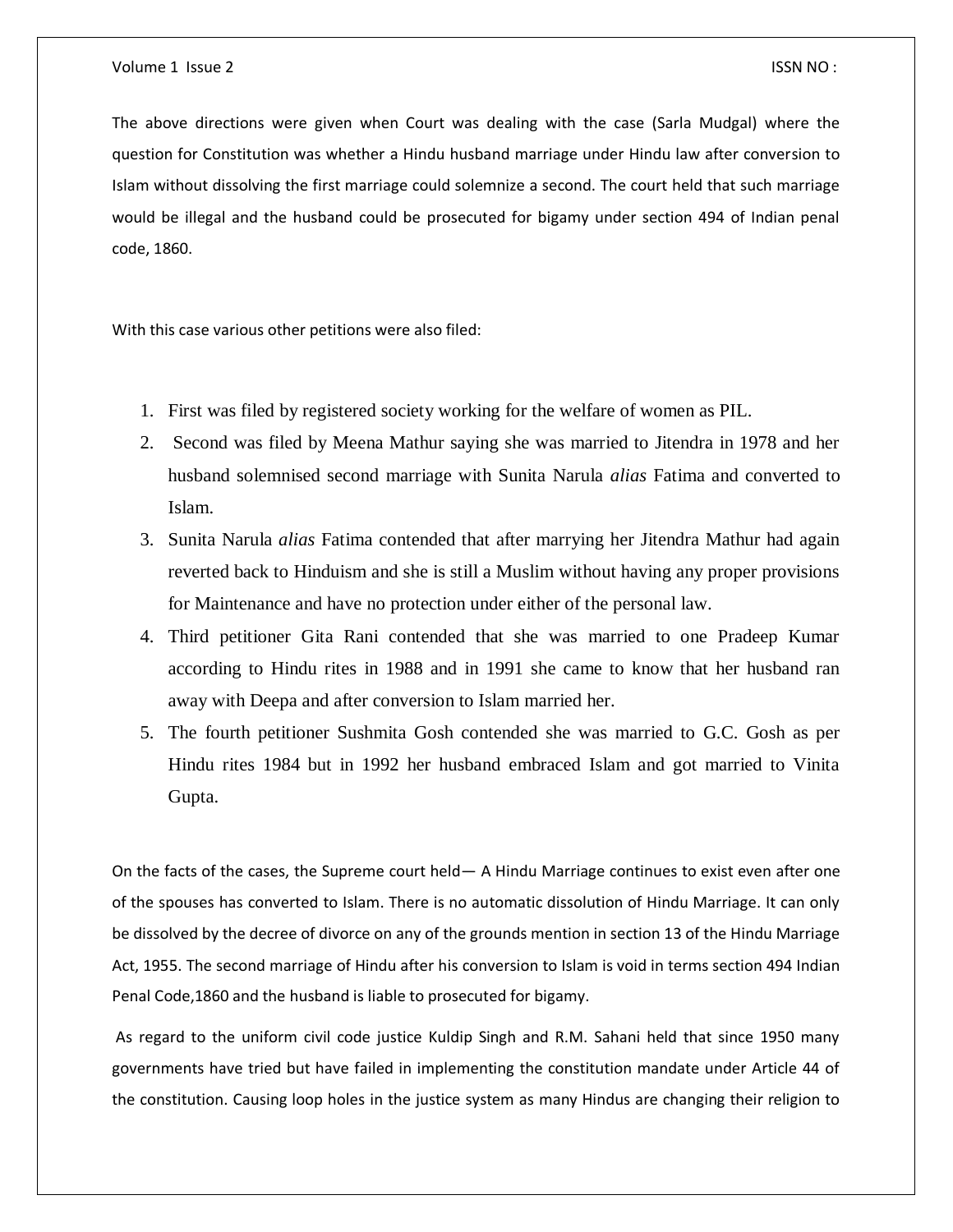The above directions were given when Court was dealing with the case (Sarla Mudgal) where the question for Constitution was whether a Hindu husband marriage under Hindu law after conversion to Islam without dissolving the first marriage could solemnize a second. The court held that such marriage would be illegal and the husband could be prosecuted for bigamy under section 494 of Indian penal code, 1860.

With this case various other petitions were also filed:

1. First was filed by registered society working for the welfare of women as PIL.
2. Second was filed by Meena Mathur saying she was married to Jitendra in 1978 and her husband solemnised second marriage with Sunita Narula *alias* Fatima and converted to Islam.
3. Sunita Narula *alias* Fatima contended that after marrying her Jitendra Mathur had again reverted back to Hinduism and she is still a Muslim without having any proper provisions for Maintenance and have no protection under either of the personal law.
4. Third petitioner Gita Rani contended that she was married to one Pradeep Kumar according to Hindu rites in 1988 and in 1991 she came to know that her husband ran away with Deepa and after conversion to Islam married her.
5. The fourth petitioner Sushmita Gosh contended she was married to G.C. Gosh as per Hindu rites 1984 but in 1992 her husband embraced Islam and got married to Vinita Gupta.

On the facts of the cases, the Supreme court held— A Hindu Marriage continues to exist even after one of the spouses has converted to Islam. There is no automatic dissolution of Hindu Marriage. It can only be dissolved by the decree of divorce on any of the grounds mention in section 13 of the Hindu Marriage Act, 1955. The second marriage of Hindu after his conversion to Islam is void in terms section 494 Indian Penal Code,1860 and the husband is liable to prosecuted for bigamy.

As regard to the uniform civil code justice Kuldip Singh and R.M. Sahani held that since 1950 many governments have tried but have failed in implementing the constitution mandate under Article 44 of the constitution. Causing loop holes in the justice system as many Hindus are changing their religion to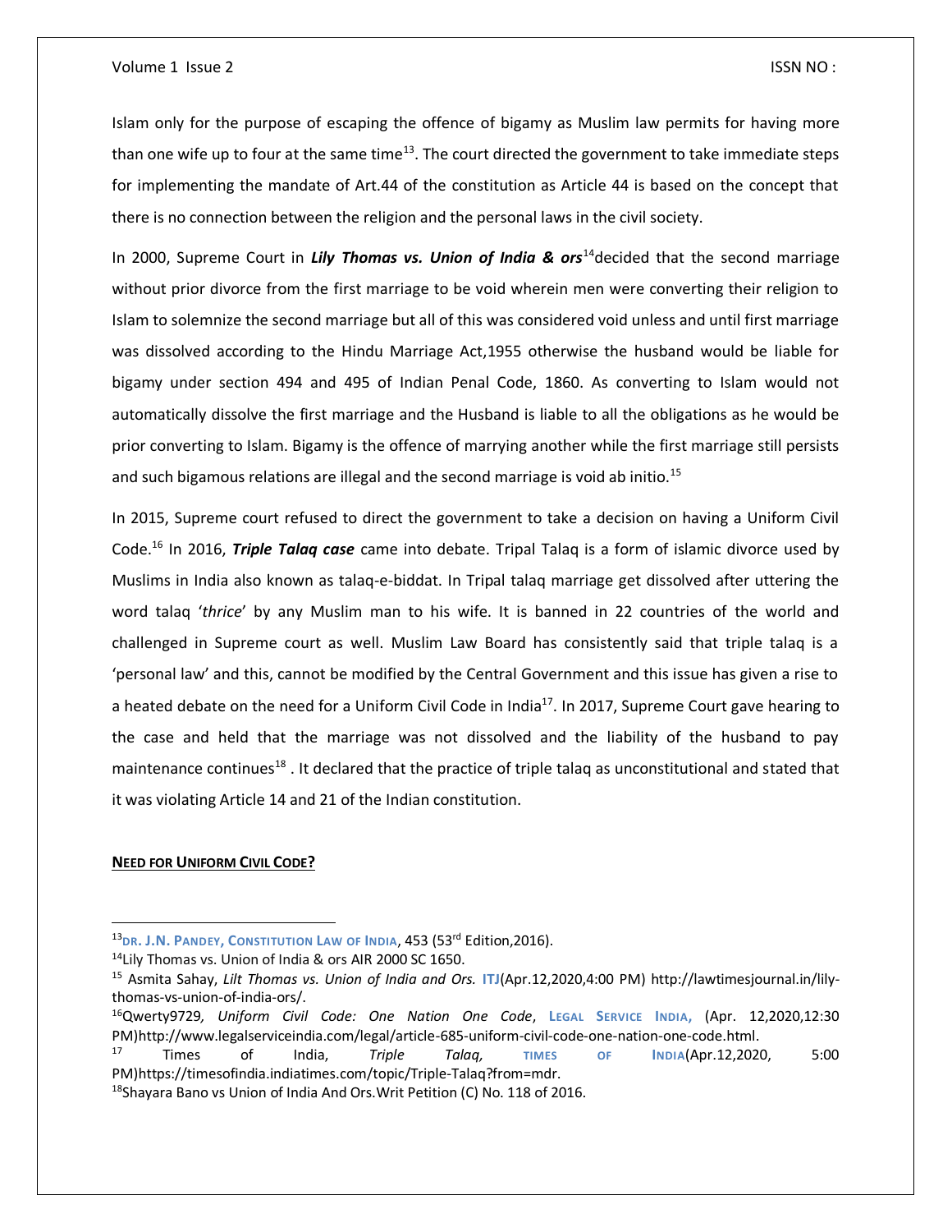Islam only for the purpose of escaping the offence of bigamy as Muslim law permits for having more than one wife up to four at the same time[13]. The court directed the government to take immediate steps for implementing the mandate of Art.44 of the constitution as Article 44 is based on the concept that there is no connection between the religion and the personal laws in the civil society.

In 2000, Supreme Court in ***Lily Thomas vs. Union of India & ors***[14]decided that the second marriage without prior divorce from the first marriage to be void wherein men were converting their religion to Islam to solemnize the second marriage but all of this was considered void unless and until first marriage was dissolved according to the Hindu Marriage Act,1955 otherwise the husband would be liable for bigamy under section 494 and 495 of Indian Penal Code, 1860. As converting to Islam would not automatically dissolve the first marriage and the Husband is liable to all the obligations as he would be prior converting to Islam. Bigamy is the offence of marrying another while the first marriage still persists and such bigamous relations are illegal and the second marriage is void ab initio.[15]

In 2015, Supreme court refused to direct the government to take a decision on having a Uniform Civil Code.[16] In 2016, ***Triple Talaq case*** came into debate. Tripal Talaq is a form of islamic divorce used by Muslims in India also known as talaq-e-biddat. In Tripal talaq marriage get dissolved after uttering the word talaq '*thrice*' by any Muslim man to his wife. It is banned in 22 countries of the world and challenged in Supreme court as well. Muslim Law Board has consistently said that triple talaq is a 'personal law' and this, cannot be modified by the Central Government and this issue has given a rise to a heated debate on the need for a Uniform Civil Code in India[17]. In 2017, Supreme Court gave hearing to the case and held that the marriage was not dissolved and the liability of the husband to pay maintenance continues[18] . It declared that the practice of triple talaq as unconstitutional and stated that it was violating Article 14 and 21 of the Indian constitution.

**NEED FOR UNIFORM CIVIL CODE?**

---

[13]DR. J.N. PANDEY, CONSTITUTION LAW OF INDIA, 453 (53rd Edition,2016).

[14]Lily Thomas vs. Union of India & ors AIR 2000 SC 1650.

[15] Asmita Sahay, *Lilt Thomas vs. Union of India and Ors.* ITJ(Apr.12,2020,4:00 PM) http://lawtimesjournal.in/lily-thomas-vs-union-of-india-ors/.

[16]Qwerty9729*, Uniform Civil Code: One Nation One Code*, LEGAL SERVICE INDIA, (Apr. 12,2020,12:30 PM)http://www.legalserviceindia.com/legal/article-685-uniform-civil-code-one-nation-one-code.html.

[17] Times of India, *Triple Talaq,* TIMES OF INDIA(Apr.12,2020, 5:00 PM)https://timesofindia.indiatimes.com/topic/Triple-Talaq?from=mdr.

[18]Shayara Bano vs Union of India And Ors.Writ Petition (C) No. 118 of 2016.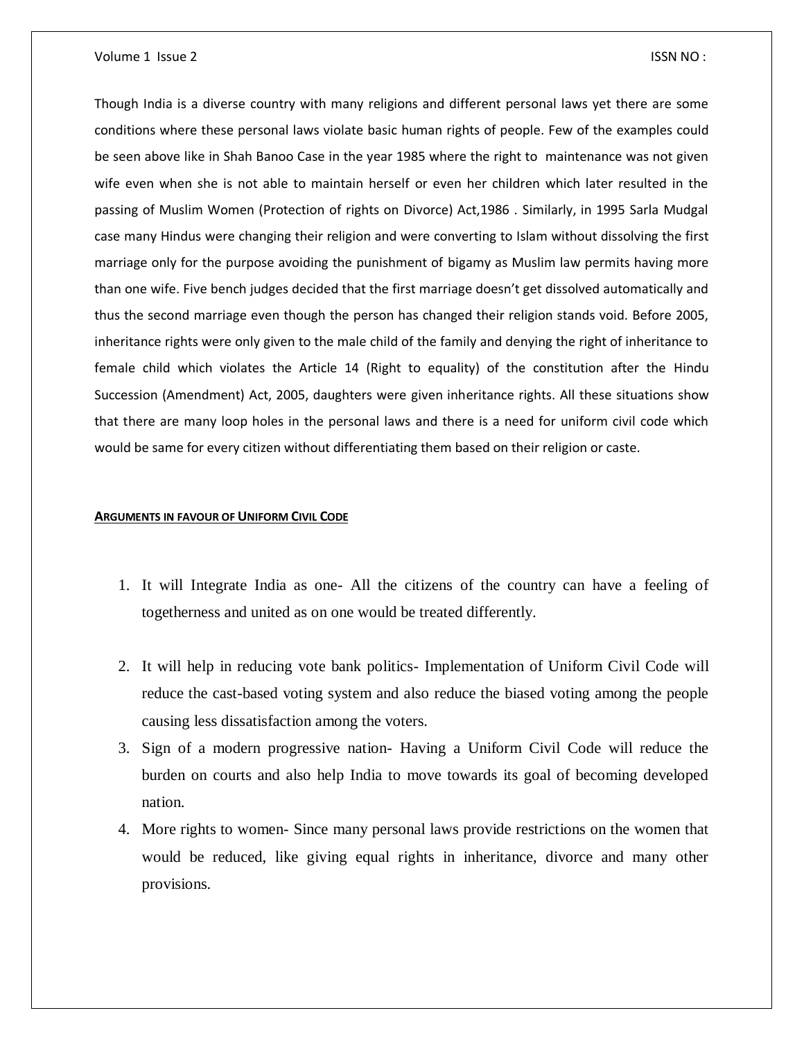Though India is a diverse country with many religions and different personal laws yet there are some conditions where these personal laws violate basic human rights of people. Few of the examples could be seen above like in Shah Banoo Case in the year 1985 where the right to maintenance was not given wife even when she is not able to maintain herself or even her children which later resulted in the passing of Muslim Women (Protection of rights on Divorce) Act,1986 . Similarly, in 1995 Sarla Mudgal case many Hindus were changing their religion and were converting to Islam without dissolving the first marriage only for the purpose avoiding the punishment of bigamy as Muslim law permits having more than one wife. Five bench judges decided that the first marriage doesn't get dissolved automatically and thus the second marriage even though the person has changed their religion stands void. Before 2005, inheritance rights were only given to the male child of the family and denying the right of inheritance to female child which violates the Article 14 (Right to equality) of the constitution after the Hindu Succession (Amendment) Act, 2005, daughters were given inheritance rights. All these situations show that there are many loop holes in the personal laws and there is a need for uniform civil code which would be same for every citizen without differentiating them based on their religion or caste.

**ARGUMENTS IN FAVOUR OF UNIFORM CIVIL CODE**

1. It will Integrate India as one- All the citizens of the country can have a feeling of togetherness and united as on one would be treated differently.
2. It will help in reducing vote bank politics- Implementation of Uniform Civil Code will reduce the cast-based voting system and also reduce the biased voting among the people causing less dissatisfaction among the voters.
3. Sign of a modern progressive nation- Having a Uniform Civil Code will reduce the burden on courts and also help India to move towards its goal of becoming developed nation.
4. More rights to women- Since many personal laws provide restrictions on the women that would be reduced, like giving equal rights in inheritance, divorce and many other provisions.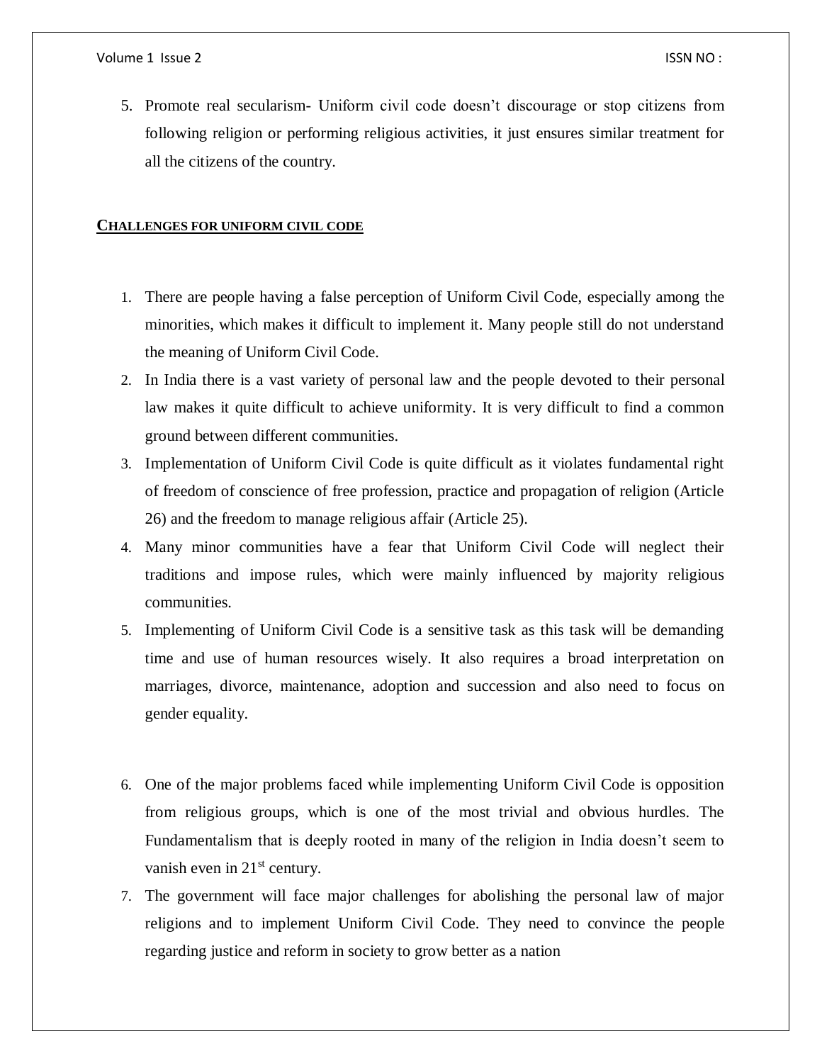5. Promote real secularism- Uniform civil code doesn't discourage or stop citizens from following religion or performing religious activities, it just ensures similar treatment for all the citizens of the country.

## CHALLENGES FOR UNIFORM CIVIL CODE

1. There are people having a false perception of Uniform Civil Code, especially among the minorities, which makes it difficult to implement it. Many people still do not understand the meaning of Uniform Civil Code.
2. In India there is a vast variety of personal law and the people devoted to their personal law makes it quite difficult to achieve uniformity. It is very difficult to find a common ground between different communities.
3. Implementation of Uniform Civil Code is quite difficult as it violates fundamental right of freedom of conscience of free profession, practice and propagation of religion (Article 26) and the freedom to manage religious affair (Article 25).
4. Many minor communities have a fear that Uniform Civil Code will neglect their traditions and impose rules, which were mainly influenced by majority religious communities.
5. Implementing of Uniform Civil Code is a sensitive task as this task will be demanding time and use of human resources wisely. It also requires a broad interpretation on marriages, divorce, maintenance, adoption and succession and also need to focus on gender equality.
6. One of the major problems faced while implementing Uniform Civil Code is opposition from religious groups, which is one of the most trivial and obvious hurdles. The Fundamentalism that is deeply rooted in many of the religion in India doesn't seem to vanish even in 21st century.
7. The government will face major challenges for abolishing the personal law of major religions and to implement Uniform Civil Code. They need to convince the people regarding justice and reform in society to grow better as a nation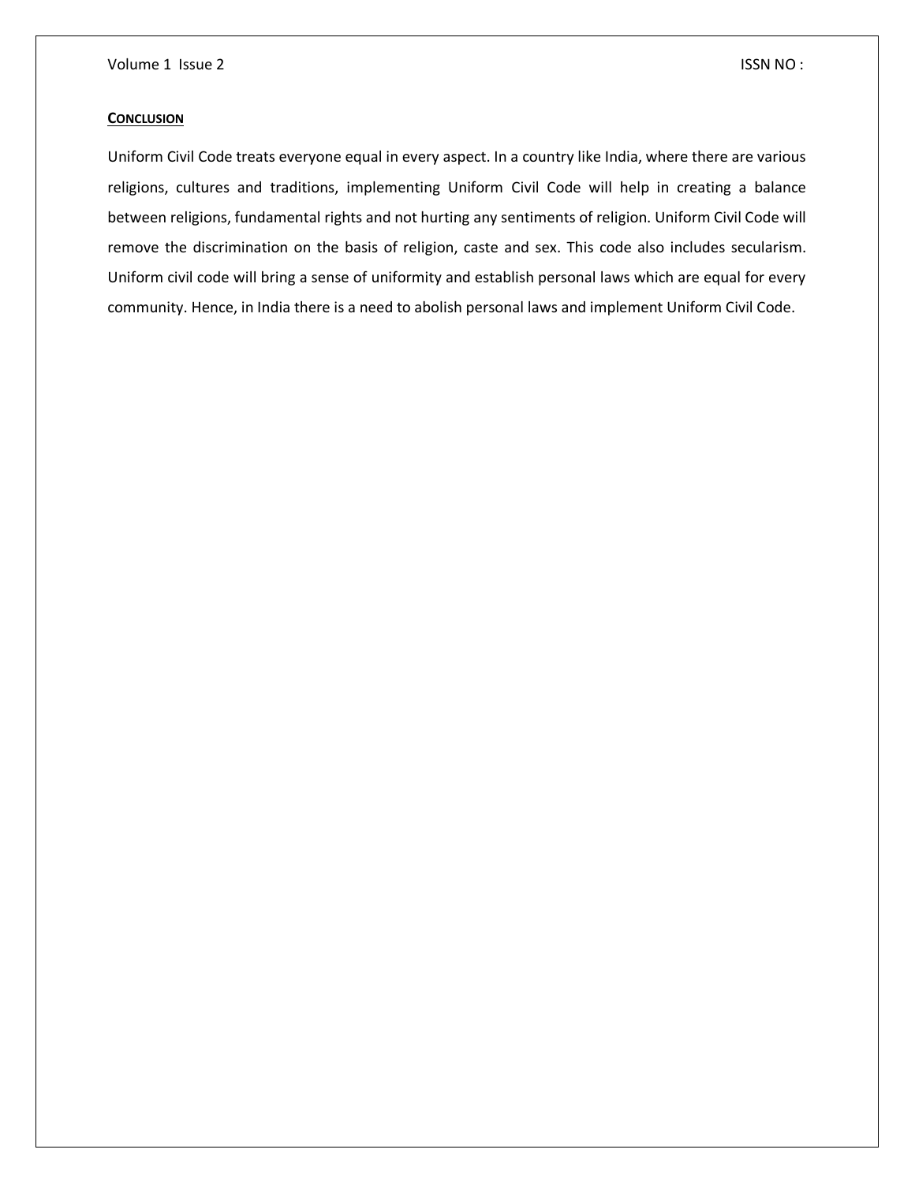## CONCLUSION

Uniform Civil Code treats everyone equal in every aspect. In a country like India, where there are various religions, cultures and traditions, implementing Uniform Civil Code will help in creating a balance between religions, fundamental rights and not hurting any sentiments of religion. Uniform Civil Code will remove the discrimination on the basis of religion, caste and sex. This code also includes secularism. Uniform civil code will bring a sense of uniformity and establish personal laws which are equal for every community. Hence, in India there is a need to abolish personal laws and implement Uniform Civil Code.